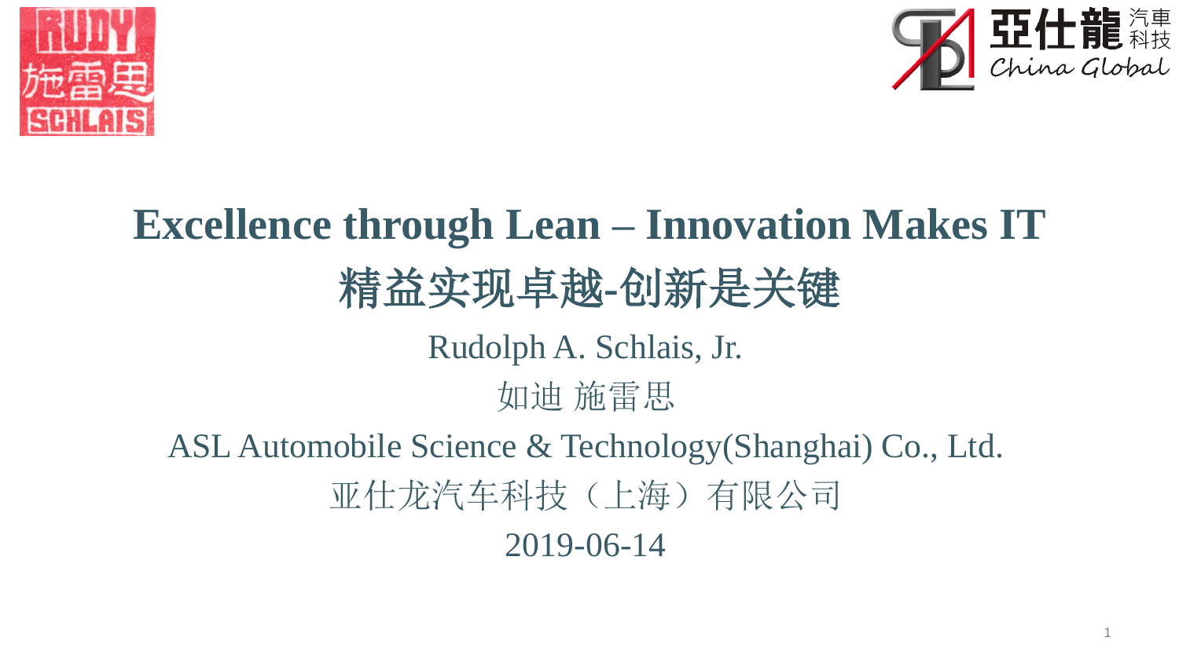# Excellence through Lean – Innovation Makes IT

# 精益实现卓越-创新是关键

Rudolph A. Schlais, Jr.

如迪 施雷思

ASL Automobile Science & Technology(Shanghai) Co., Ltd.

亚仕龙汽车科技（上海）有限公司

2019-06-14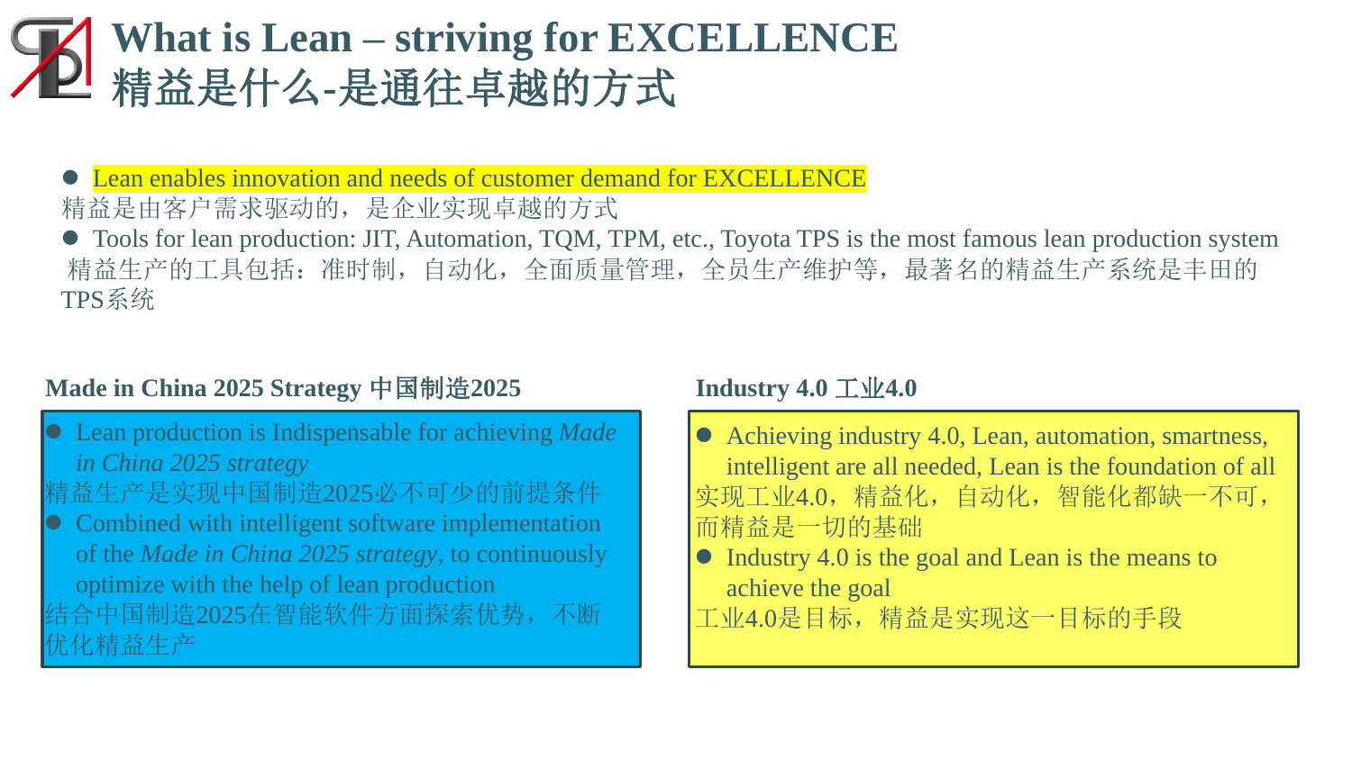# What is Lean – striving for EXCELLENCE
# 精益是什么-是通往卓越的方式

- Lean enables innovation and needs of customer demand for EXCELLENCE

精益是由客户需求驱动的，是企业实现卓越的方式

- Tools for lean production: JIT, Automation, TQM, TPM, etc., Toyota TPS is the most famous lean production system

精益生产的工具包括：准时制，自动化，全面质量管理，全员生产维护等，最著名的精益生产系统是丰田的TPS系统

### Made in China 2025 Strategy 中国制造2025

- Lean production is Indispensable for achieving *Made in China 2025 strategy*

精益生产是实现中国制造2025必不可少的前提条件

- Combined with intelligent software implementation of the *Made in China 2025 strategy*, to continuously optimize with the help of lean production

结合中国制造2025在智能软件方面探索优势，不断优化精益生产

### Industry 4.0 工业4.0

- Achieving industry 4.0, Lean, automation, smartness, intelligent are all needed, Lean is the foundation of all

实现工业4.0，精益化，自动化，智能化都缺一不可，而精益是一切的基础

- Industry 4.0 is the goal and Lean is the means to achieve the goal

工业4.0是目标，精益是实现这一目标的手段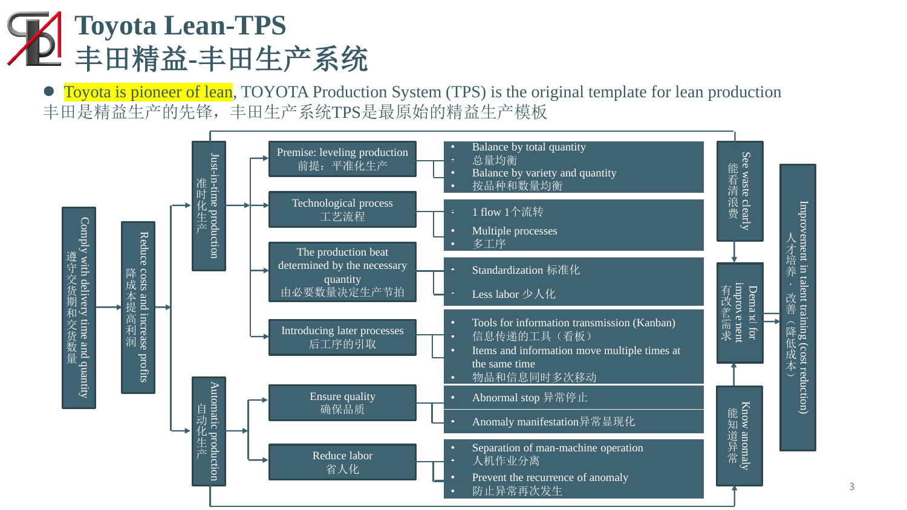# Toyota Lean-TPS
# 丰田精益-丰田生产系统

- Toyota is pioneer of lean, TOYOTA Production System (TPS) is the original template for lean production
丰田是精益生产的先锋，丰田生产系统TPS是最原始的精益生产模板

Comply with delivery time and quantity 遵守交货期和交货数量

→ Reduce costs and increase profits 降成本提高利润

→ Just-in-time production 准时化生产

- Premise: leveling production 前提：平准化生产
  - Balance by total quantity
  - 总量均衡
  - Balance by variety and quantity
  - 按品种和数量均衡
- Technological process 工艺流程
  - 1 flow 1个流转
  - Multiple processes
  - 多工序
- The production beat determined by the necessary quantity 由必要数量决定生产节拍
  - Standardization 标准化
  - Less labor 少人化
- Introducing later processes 后工序的引取
  - Tools for information transmission (Kanban)
  - 信息传递的工具（看板）
  - Items and information move multiple times at the same time
  - 物品和信息同时多次移动

→ Automatic production 自动化生产

- Ensure quality 确保品质
  - Abnormal stop 异常停止
  - Anomaly manifestation异常显现化
- Reduce labor 省人化
  - Separation of man-machine operation
  - 人机作业分离
  - Prevent the recurrence of anomaly
  - 防止异常再次发生

See waste clearly 能看清浪费

Know anomaly 能知道异常

→ Demand for improvement 有改善需求

→ Improvement in talent training (cost reduction) 人才培养・改善（降低成本）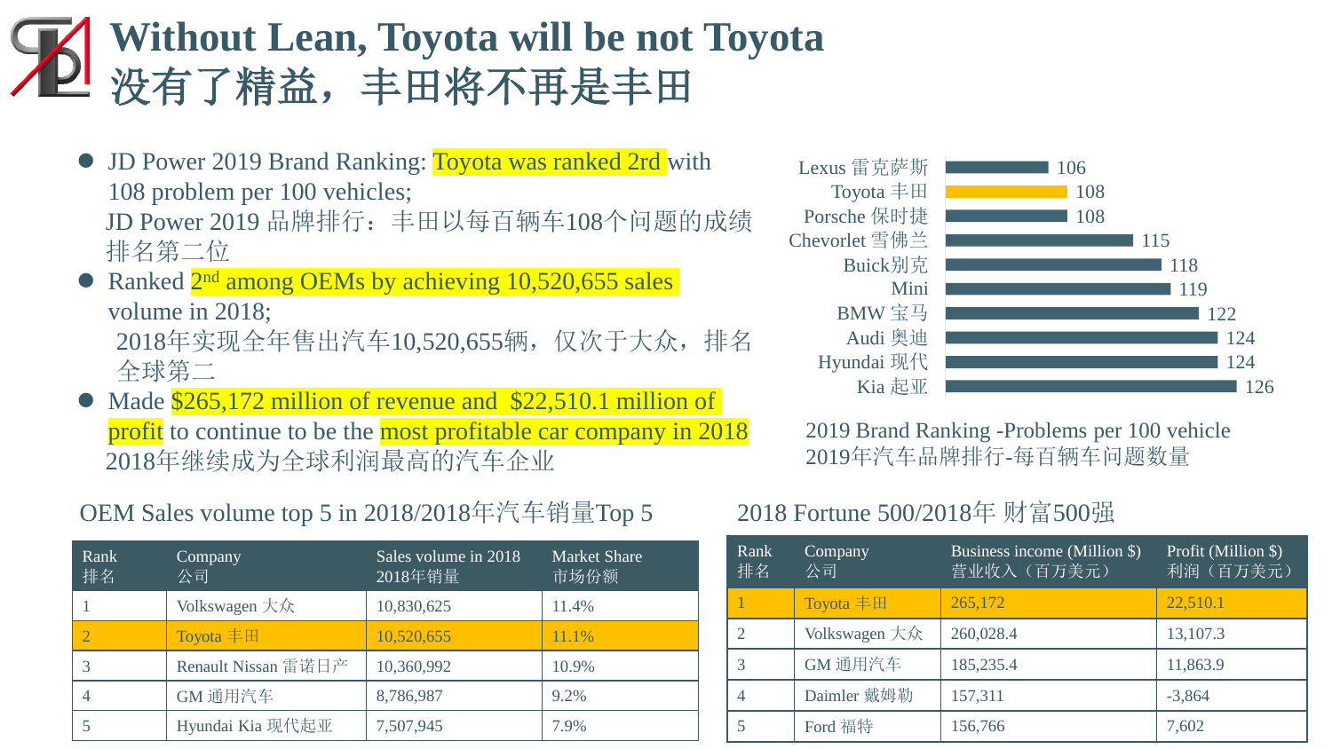# Without Lean, Toyota will be not Toyota
# 没有了精益，丰田将不再是丰田

- JD Power 2019 Brand Ranking: Toyota was ranked 2rd with 108 problem per 100 vehicles;
  JD Power 2019 品牌排行：丰田以每百辆车108个问题的成绩排名第二位
- Ranked 2nd among OEMs by achieving 10,520,655 sales volume in 2018;
  2018年实现全年售出汽车10,520,655辆，仅次于大众，排名全球第二
- Made $265,172 million of revenue and $22,510.1 million of profit to continue to be the most profitable car company in 2018
  2018年继续成为全球利润最高的汽车企业

| Brand | Problems per 100 vehicle |
|---|---|
| Lexus 雷克萨斯 | 106 |
| Toyota 丰田 | 108 |
| Porsche 保时捷 | 108 |
| Chevorlet 雪佛兰 | 115 |
| Buick别克 | 118 |
| Mini | 119 |
| BMW 宝马 | 122 |
| Audi 奥迪 | 124 |
| Hyundai 现代 | 124 |
| Kia 起亚 | 126 |

2019 Brand Ranking -Problems per 100 vehicle
2019年汽车品牌排行-每百辆车问题数量

OEM Sales volume top 5 in 2018/2018年汽车销量Top 5

| Rank 排名 | Company 公司 | Sales volume in 2018 2018年销量 | Market Share 市场份额 |
|---|---|---|---|
| 1 | Volkswagen 大众 | 10,830,625 | 11.4% |
| 2 | Toyota 丰田 | 10,520,655 | 11.1% |
| 3 | Renault Nissan 雷诺日产 | 10,360,992 | 10.9% |
| 4 | GM 通用汽车 | 8,786,987 | 9.2% |
| 5 | Hyundai Kia 现代起亚 | 7,507,945 | 7.9% |

2018 Fortune 500/2018年 财富500强

| Rank 排名 | Company 公司 | Business income (Million $) 营业收入（百万美元） | Profit (Million $) 利润（百万美元） |
|---|---|---|---|
| 1 | Toyota 丰田 | 265,172 | 22,510.1 |
| 2 | Volkswagen 大众 | 260,028.4 | 13,107.3 |
| 3 | GM 通用汽车 | 185,235.4 | 11,863.9 |
| 4 | Daimler 戴姆勒 | 157,311 | -3,864 |
| 5 | Ford 福特 | 156,766 | 7,602 |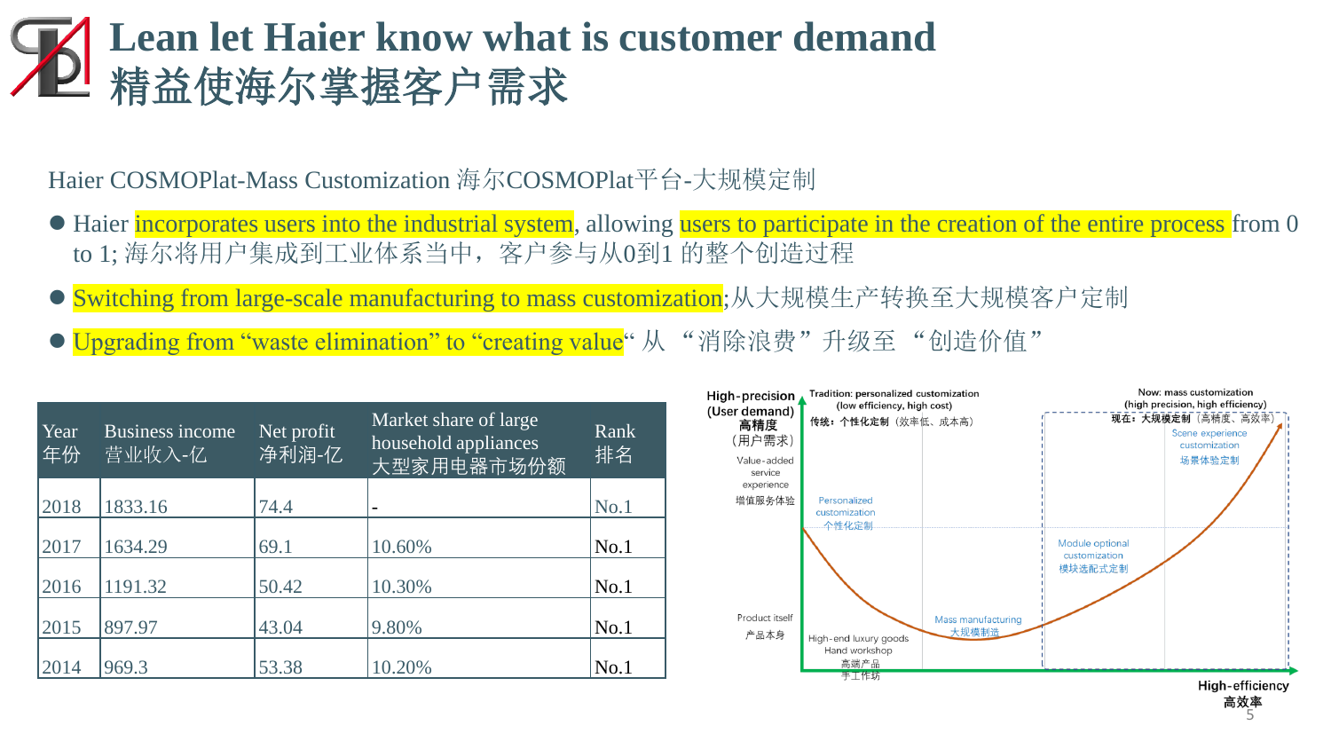# Lean let Haier know what is customer demand 精益使海尔掌握客户需求

Haier COSMOPlat-Mass Customization 海尔COSMOPlat平台-大规模定制

- Haier incorporates users into the industrial system, allowing users to participate in the creation of the entire process from 0 to 1; 海尔将用户集成到工业体系当中，客户参与从0到1 的整个创造过程
- Switching from large-scale manufacturing to mass customization;从大规模生产转换至大规模客户定制
- Upgrading from “waste elimination” to “creating value“ 从 “消除浪费” 升级至 “创造价值”

| Year 年份 | Business income 营业收入-亿 | Net profit 净利润-亿 | Market share of large household appliances 大型家用电器市场份额 | Rank 排名 |
|---|---|---|---|---|
| 2018 | 1833.16 | 74.4 | - | No.1 |
| 2017 | 1634.29 | 69.1 | 10.60% | No.1 |
| 2016 | 1191.32 | 50.42 | 10.30% | No.1 |
| 2015 | 897.97 | 43.04 | 9.80% | No.1 |
| 2014 | 969.3 | 53.38 | 10.20% | No.1 |

High-precision (User demand) 高精度（用户需求）

Value-added service experience 增值服务体验

Product itself 产品本身

Tradition: personalized customization (low efficiency, high cost) 传统：个性化定制（效率低、成本高）

Now: mass customization (high precision, high efficiency) 现在：大规模定制（高精度、高效率）

Personalized customization 个性化定制

High-end luxury goods Hand workshop 高端产品 手工作坊

Mass manufacturing 大规模制造

Module optional customization 模块选配式定制

Scene experience customization 场景体验定制

High-efficiency 高效率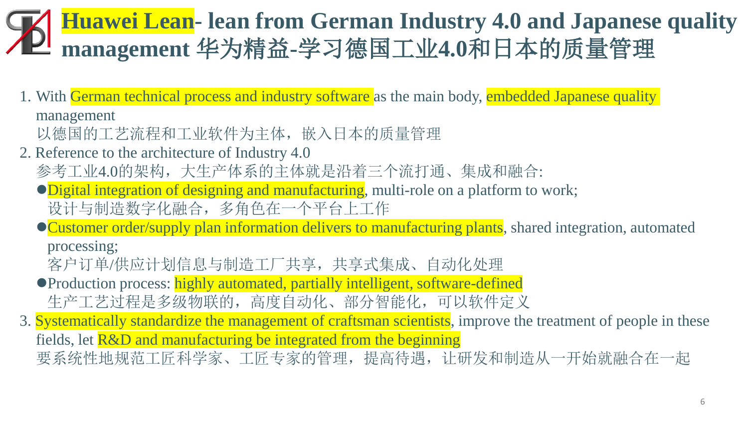# Huawei Lean- lean from German Industry 4.0 and Japanese quality management 华为精益-学习德国工业4.0和日本的质量管理

1. With German technical process and industry software as the main body, embedded Japanese quality management
   以德国的工艺流程和工业软件为主体，嵌入日本的质量管理
2. Reference to the architecture of Industry 4.0
   参考工业4.0的架构，大生产体系的主体就是沿着三个流打通、集成和融合:
   - Digital integration of designing and manufacturing, multi-role on a platform to work;
     设计与制造数字化融合，多角色在一个平台上工作
   - Customer order/supply plan information delivers to manufacturing plants, shared integration, automated processing;
     客户订单/供应计划信息与制造工厂共享，共享式集成、自动化处理
   - Production process: highly automated, partially intelligent, software-defined
     生产工艺过程是多级物联的，高度自动化、部分智能化，可以软件定义
3. Systematically standardize the management of craftsman scientists, improve the treatment of people in these fields, let R&D and manufacturing be integrated from the beginning
   要系统性地规范工匠科学家、工匠专家的管理，提高待遇，让研发和制造从一开始就融合在一起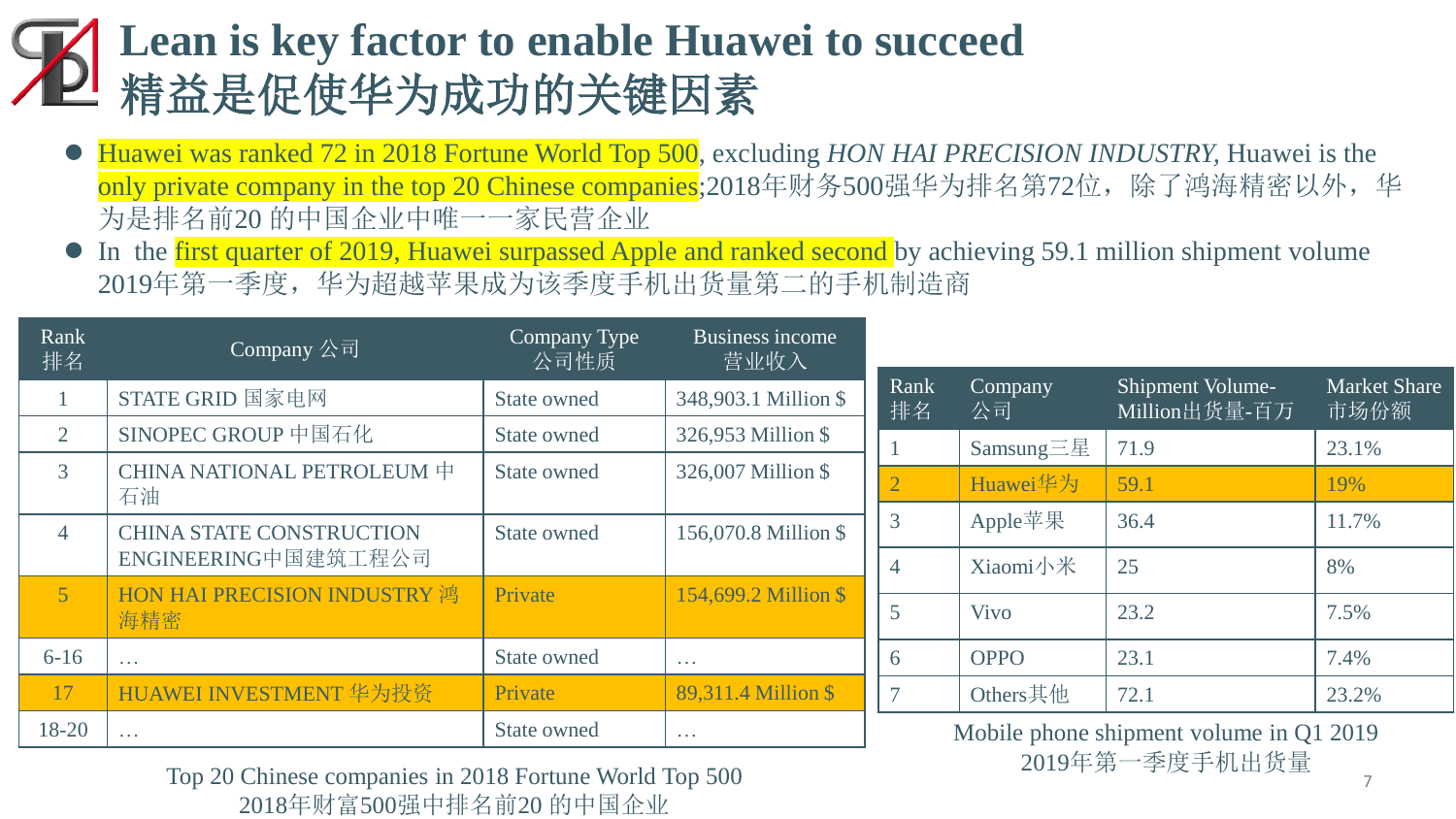# Lean is key factor to enable Huawei to succeed 精益是促使华为成功的关键因素

- Huawei was ranked 72 in 2018 Fortune World Top 500, excluding *HON HAI PRECISION INDUSTRY*, Huawei is the only private company in the top 20 Chinese companies;2018年财务500强华为排名第72位，除了鸿海精密以外，华为是排名前20 的中国企业中唯一一家民营企业
- In the first quarter of 2019, Huawei surpassed Apple and ranked second by achieving 59.1 million shipment volume 2019年第一季度，华为超越苹果成为该季度手机出货量第二的手机制造商

| Rank 排名 | Company 公司 | Company Type 公司性质 | Business income 营业收入 |
|---|---|---|---|
| 1 | STATE GRID 国家电网 | State owned | 348,903.1 Million $ |
| 2 | SINOPEC GROUP 中国石化 | State owned | 326,953 Million $ |
| 3 | CHINA NATIONAL PETROLEUM 中石油 | State owned | 326,007 Million $ |
| 4 | CHINA STATE CONSTRUCTION ENGINEERING中国建筑工程公司 | State owned | 156,070.8 Million $ |
| 5 | HON HAI PRECISION INDUSTRY 鸿海精密 | Private | 154,699.2 Million $ |
| 6-16 | … | State owned | … |
| 17 | HUAWEI INVESTMENT 华为投资 | Private | 89,311.4 Million $ |
| 18-20 | … | State owned | … |

Top 20 Chinese companies in 2018 Fortune World Top 500
2018年财富500强中排名前20 的中国企业

| Rank 排名 | Company 公司 | Shipment Volume-Million出货量-百万 | Market Share 市场份额 |
|---|---|---|---|
| 1 | Samsung三星 | 71.9 | 23.1% |
| 2 | Huawei华为 | 59.1 | 19% |
| 3 | Apple苹果 | 36.4 | 11.7% |
| 4 | Xiaomi小米 | 25 | 8% |
| 5 | Vivo | 23.2 | 7.5% |
| 6 | OPPO | 23.1 | 7.4% |
| 7 | Others其他 | 72.1 | 23.2% |

Mobile phone shipment volume in Q1 2019
2019年第一季度手机出货量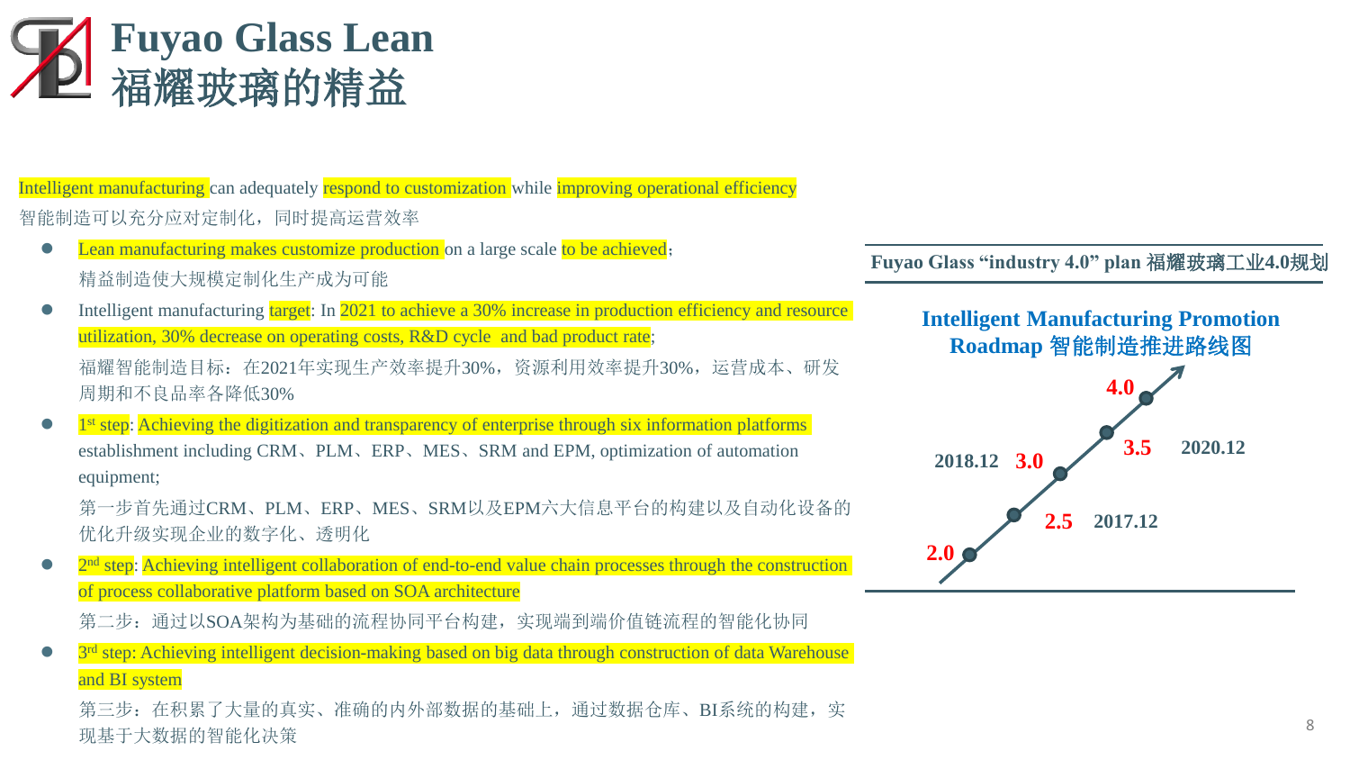# Fuyao Glass Lean
# 福耀玻璃的精益

Intelligent manufacturing can adequately respond to customization while improving operational efficiency

智能制造可以充分应对定制化，同时提高运营效率

- Lean manufacturing makes customize production on a large scale to be achieved;

  精益制造使大规模定制化生产成为可能

- Intelligent manufacturing target: In 2021 to achieve a 30% increase in production efficiency and resource utilization, 30% decrease on operating costs, R&D cycle and bad product rate;

  福耀智能制造目标：在2021年实现生产效率提升30%，资源利用效率提升30%，运营成本、研发周期和不良品率各降低30%

- 1st step: Achieving the digitization and transparency of enterprise through six information platforms establishment including CRM、PLM、ERP、MES、SRM and EPM, optimization of automation equipment;

  第一步首先通过CRM、PLM、ERP、MES、SRM以及EPM六大信息平台的构建以及自动化设备的优化升级实现企业的数字化、透明化

- 2nd step: Achieving intelligent collaboration of end-to-end value chain processes through the construction of process collaborative platform based on SOA architecture

  第二步：通过以SOA架构为基础的流程协同平台构建，实现端到端价值链流程的智能化协同

- 3rd step: Achieving intelligent decision-making based on big data through construction of data Warehouse and BI system

  第三步：在积累了大量的真实、准确的内外部数据的基础上，通过数据仓库、BI系统的构建，实现基于大数据的智能化决策

**Fuyao Glass "industry 4.0" plan 福耀玻璃工业4.0规划**

**Intelligent Manufacturing Promotion Roadmap 智能制造推进路线图**

- 2.0
- 2.5 — 2017.12
- 3.0 — 2018.12
- 3.5 — 2020.12
- 4.0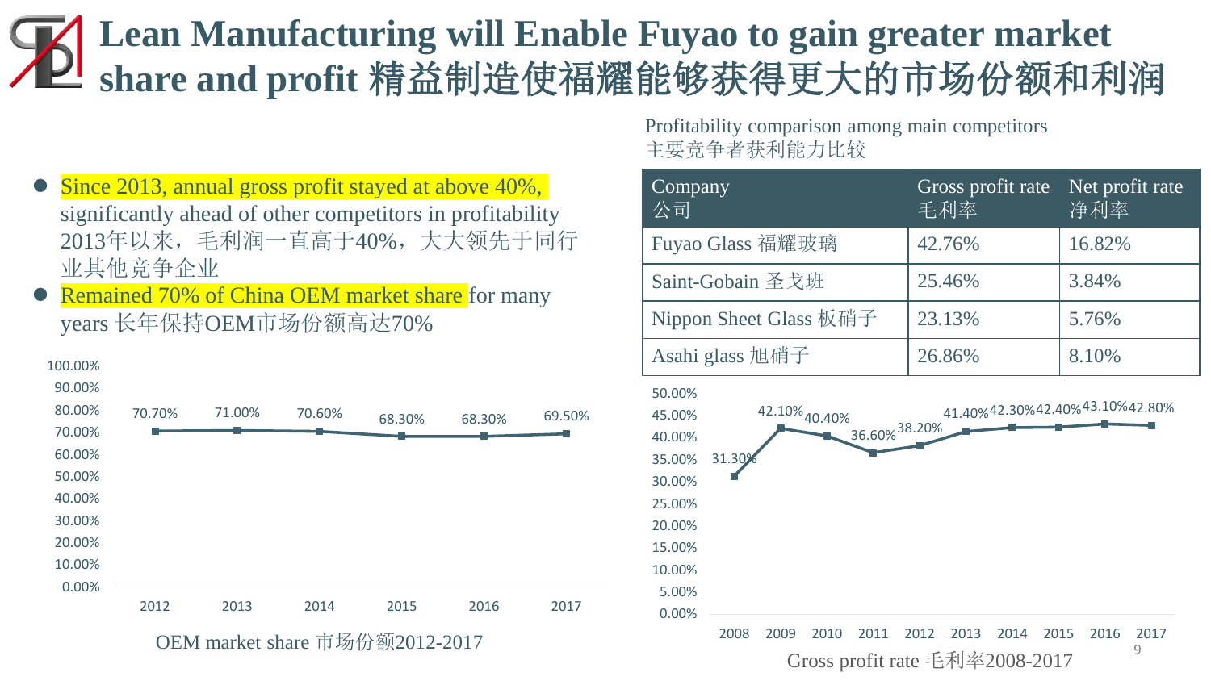# Lean Manufacturing will Enable Fuyao to gain greater market share and profit 精益制造使福耀能够获得更大的市场份额和利润

- Since 2013, annual gross profit stayed at above 40%, significantly ahead of other competitors in profitability 2013年以来，毛利润一直高于40%，大大领先于同行业其他竞争企业
- Remained 70% of China OEM market share for many years 长年保持OEM市场份额高达70%

| Year | 2012 | 2013 | 2014 | 2015 | 2016 | 2017 |
|---|---|---|---|---|---|---|
| OEM market share | 70.70% | 71.00% | 70.60% | 68.30% | 68.30% | 69.50% |

OEM market share 市场份额2012-2017

Profitability comparison among main competitors
主要竞争者获利能力比较

| Company 公司 | Gross profit rate 毛利率 | Net profit rate 净利率 |
|---|---|---|
| Fuyao Glass 福耀玻璃 | 42.76% | 16.82% |
| Saint-Gobain 圣戈班 | 25.46% | 3.84% |
| Nippon Sheet Glass 板硝子 | 23.13% | 5.76% |
| Asahi glass 旭硝子 | 26.86% | 8.10% |

| Year | 2008 | 2009 | 2010 | 2011 | 2012 | 2013 | 2014 | 2015 | 2016 | 2017 |
|---|---|---|---|---|---|---|---|---|---|---|
| Gross profit rate | 31.30% | 42.10% | 40.40% | 36.60% | 38.20% | 41.40% | 42.30% | 42.40% | 43.10% | 42.80% |

Gross profit rate 毛利率2008-2017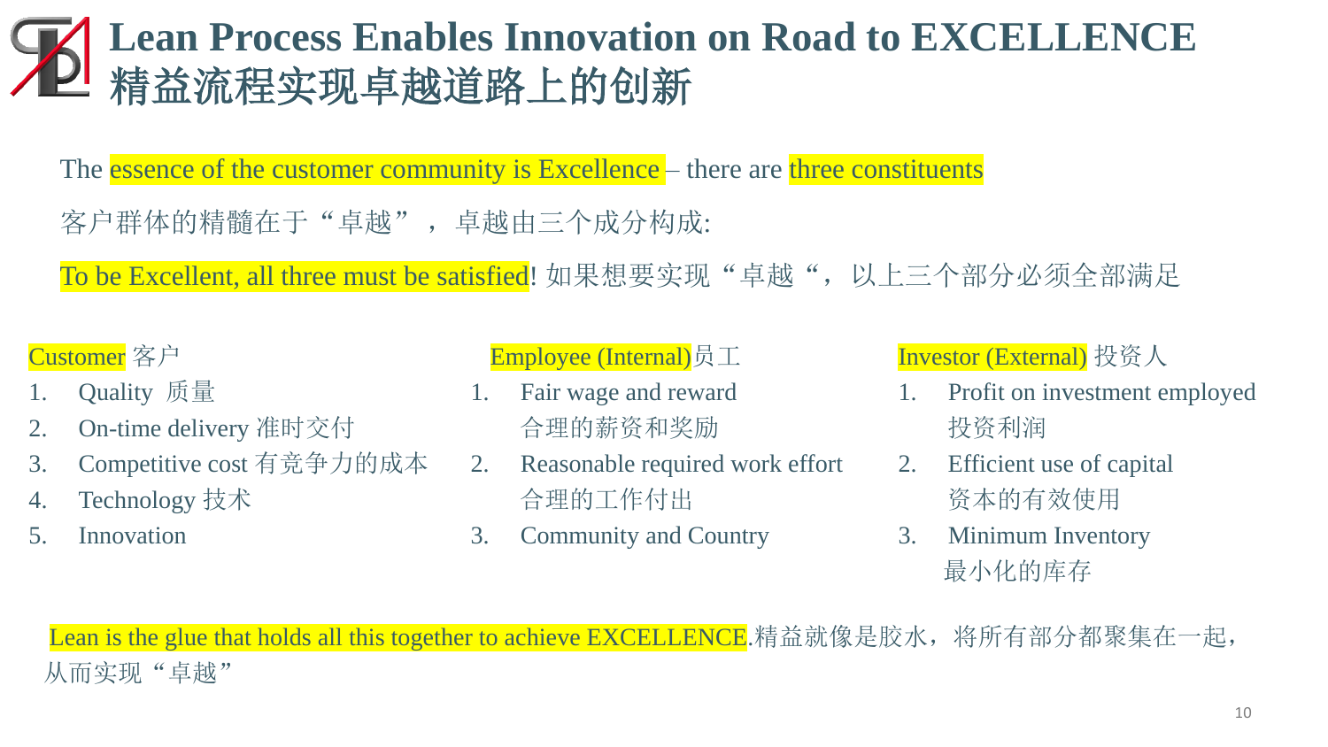# Lean Process Enables Innovation on Road to EXCELLENCE 精益流程实现卓越道路上的创新

The essence of the customer community is Excellence – there are three constituents

客户群体的精髓在于“卓越”，卓越由三个成分构成:

To be Excellent, all three must be satisfied! 如果想要实现“卓越“，以上三个部分必须全部满足

**Customer 客户**

1. Quality 质量
2. On-time delivery 准时交付
3. Competitive cost 有竞争力的成本
4. Technology 技术
5. Innovation

**Employee (Internal)员工**

1. Fair wage and reward 合理的薪资和奖励
2. Reasonable required work effort 合理的工作付出
3. Community and Country

**Investor (External) 投资人**

1. Profit on investment employed 投资利润
2. Efficient use of capital 资本的有效使用
3. Minimum Inventory 最小化的库存

Lean is the glue that holds all this together to achieve EXCELLENCE.精益就像是胶水，将所有部分都聚集在一起，从而实现“卓越”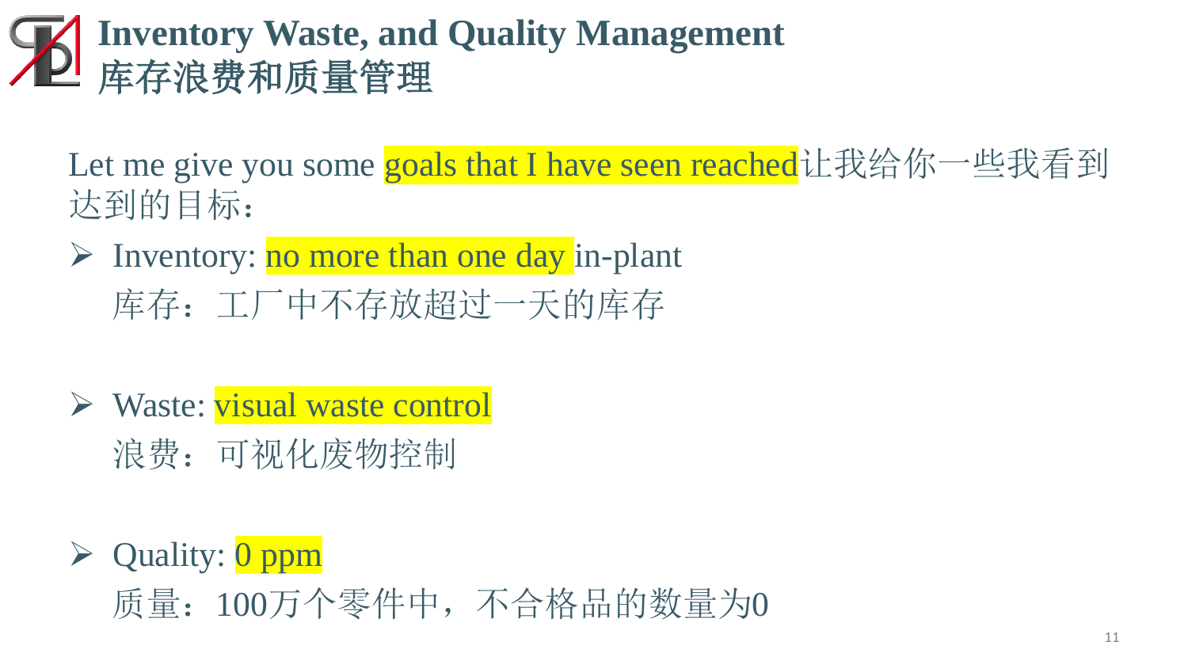# Inventory Waste, and Quality Management
# 库存浪费和质量管理

Let me give you some goals that I have seen reached让我给你一些我看到达到的目标：

- Inventory: no more than one day in-plant
  库存：工厂中不存放超过一天的库存

- Waste: visual waste control
  浪费：可视化废物控制

- Quality: 0 ppm
  质量：100万个零件中，不合格品的数量为0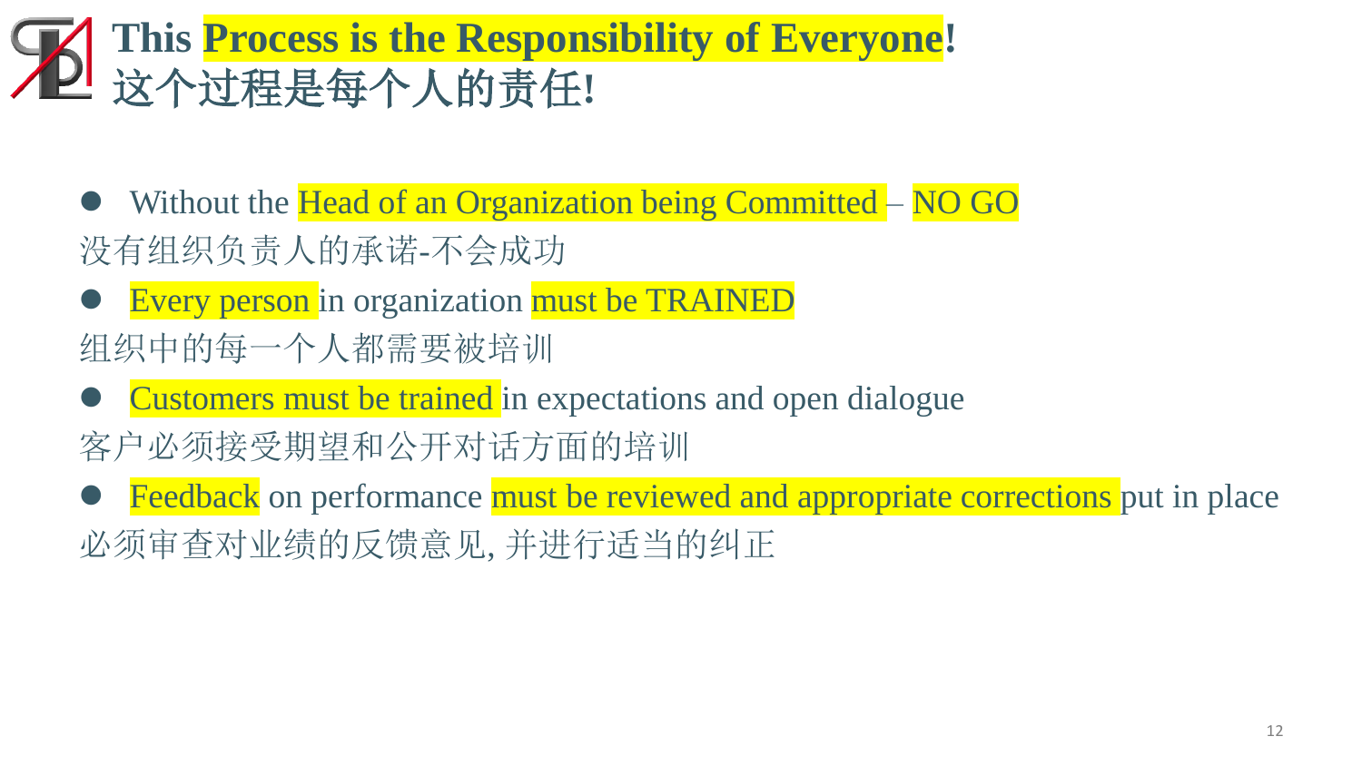# This Process is the Responsibility of Everyone!
# 这个过程是每个人的责任!

- Without the Head of an Organization being Committed – NO GO

没有组织负责人的承诺-不会成功

- Every person in organization must be TRAINED

组织中的每一个人都需要被培训

- Customers must be trained in expectations and open dialogue

客户必须接受期望和公开对话方面的培训

- Feedback on performance must be reviewed and appropriate corrections put in place

必须审查对业绩的反馈意见, 并进行适当的纠正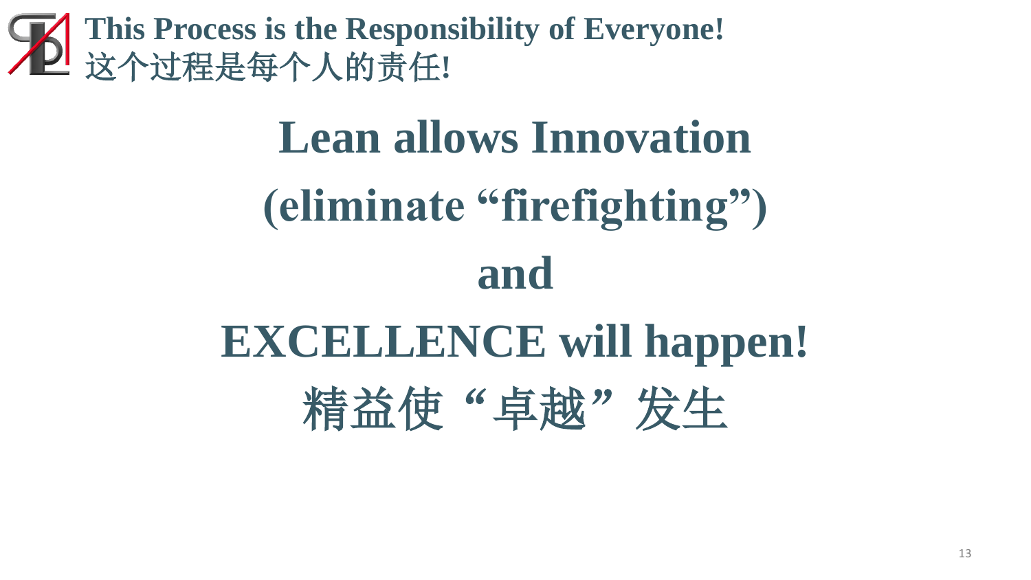# This Process is the Responsibility of Everyone!
# 这个过程是每个人的责任!

**Lean allows Innovation**

**(eliminate “firefighting”)**

**and**

**EXCELLENCE will happen!**

**精益使“卓越”发生**